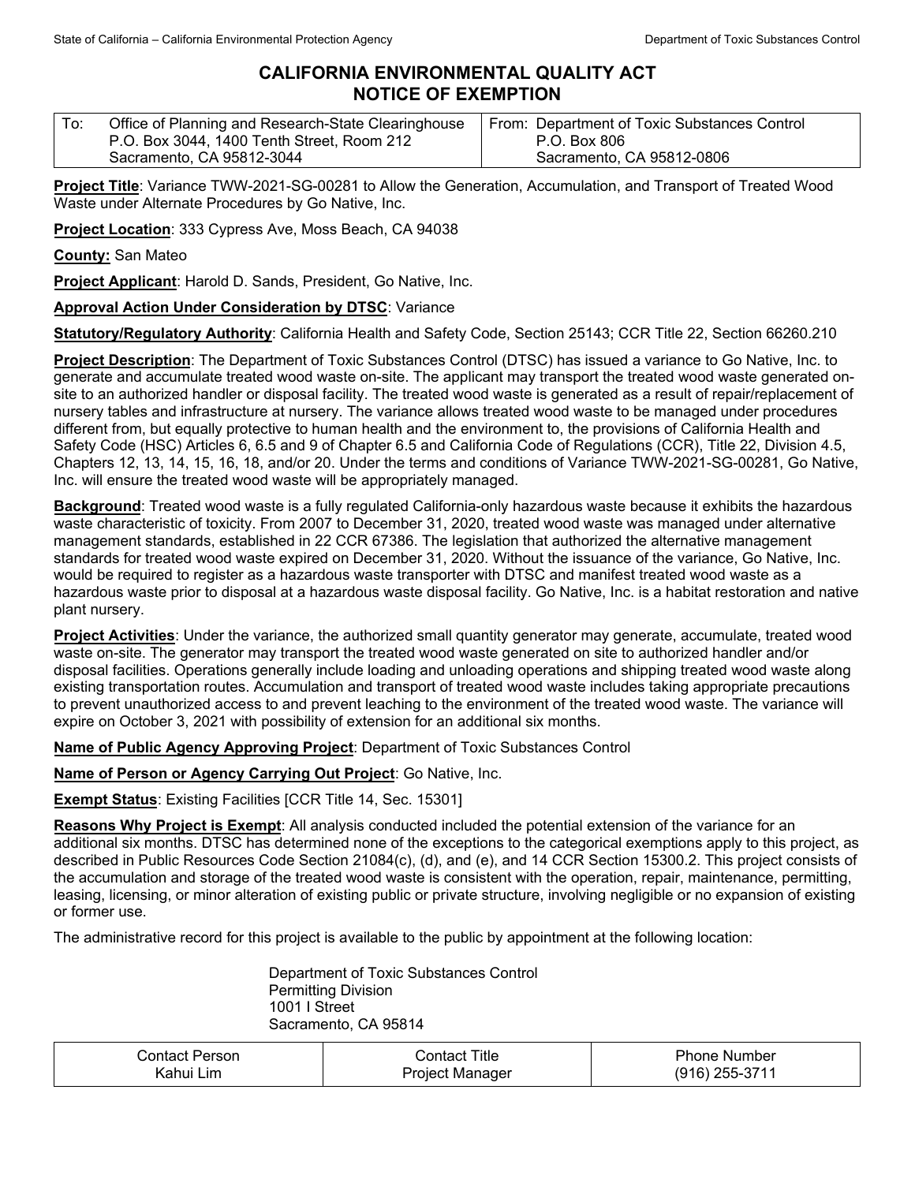# CALIFORNIA ENVIRONMENTAL QUALITY ACT
# NOTICE OF EXEMPTION

| To: Office of Planning and Research-State Clearinghouse P.O. Box 3044, 1400 Tenth Street, Room 212 Sacramento, CA 95812-3044 | From: Department of Toxic Substances Control P.O. Box 806 Sacramento, CA 95812-0806 |
|---|---|

**Project Title**: Variance TWW-2021-SG-00281 to Allow the Generation, Accumulation, and Transport of Treated Wood Waste under Alternate Procedures by Go Native, Inc.

**Project Location**: 333 Cypress Ave, Moss Beach, CA 94038

**County:** San Mateo

**Project Applicant**: Harold D. Sands, President, Go Native, Inc.

**Approval Action Under Consideration by DTSC**: Variance

**Statutory/Regulatory Authority**: California Health and Safety Code, Section 25143; CCR Title 22, Section 66260.210

**Project Description**: The Department of Toxic Substances Control (DTSC) has issued a variance to Go Native, Inc. to generate and accumulate treated wood waste on-site. The applicant may transport the treated wood waste generated on-site to an authorized handler or disposal facility. The treated wood waste is generated as a result of repair/replacement of nursery tables and infrastructure at nursery. The variance allows treated wood waste to be managed under procedures different from, but equally protective to human health and the environment to, the provisions of California Health and Safety Code (HSC) Articles 6, 6.5 and 9 of Chapter 6.5 and California Code of Regulations (CCR), Title 22, Division 4.5, Chapters 12, 13, 14, 15, 16, 18, and/or 20. Under the terms and conditions of Variance TWW-2021-SG-00281, Go Native, Inc. will ensure the treated wood waste will be appropriately managed.

**Background**: Treated wood waste is a fully regulated California-only hazardous waste because it exhibits the hazardous waste characteristic of toxicity. From 2007 to December 31, 2020, treated wood waste was managed under alternative management standards, established in 22 CCR 67386. The legislation that authorized the alternative management standards for treated wood waste expired on December 31, 2020. Without the issuance of the variance, Go Native, Inc. would be required to register as a hazardous waste transporter with DTSC and manifest treated wood waste as a hazardous waste prior to disposal at a hazardous waste disposal facility. Go Native, Inc. is a habitat restoration and native plant nursery.

**Project Activities**: Under the variance, the authorized small quantity generator may generate, accumulate, treated wood waste on-site. The generator may transport the treated wood waste generated on site to authorized handler and/or disposal facilities. Operations generally include loading and unloading operations and shipping treated wood waste along existing transportation routes. Accumulation and transport of treated wood waste includes taking appropriate precautions to prevent unauthorized access to and prevent leaching to the environment of the treated wood waste. The variance will expire on October 3, 2021 with possibility of extension for an additional six months.

**Name of Public Agency Approving Project**: Department of Toxic Substances Control

**Name of Person or Agency Carrying Out Project**: Go Native, Inc.

**Exempt Status**: Existing Facilities [CCR Title 14, Sec. 15301]

**Reasons Why Project is Exempt**: All analysis conducted included the potential extension of the variance for an additional six months. DTSC has determined none of the exceptions to the categorical exemptions apply to this project, as described in Public Resources Code Section 21084(c), (d), and (e), and 14 CCR Section 15300.2. This project consists of the accumulation and storage of the treated wood waste is consistent with the operation, repair, maintenance, permitting, leasing, licensing, or minor alteration of existing public or private structure, involving negligible or no expansion of existing or former use.

The administrative record for this project is available to the public by appointment at the following location:

Department of Toxic Substances Control
Permitting Division
1001 I Street
Sacramento, CA 95814

| Contact Person | Contact Title | Phone Number |
|---|---|---|
| Kahui Lim | Project Manager | (916) 255-3711 |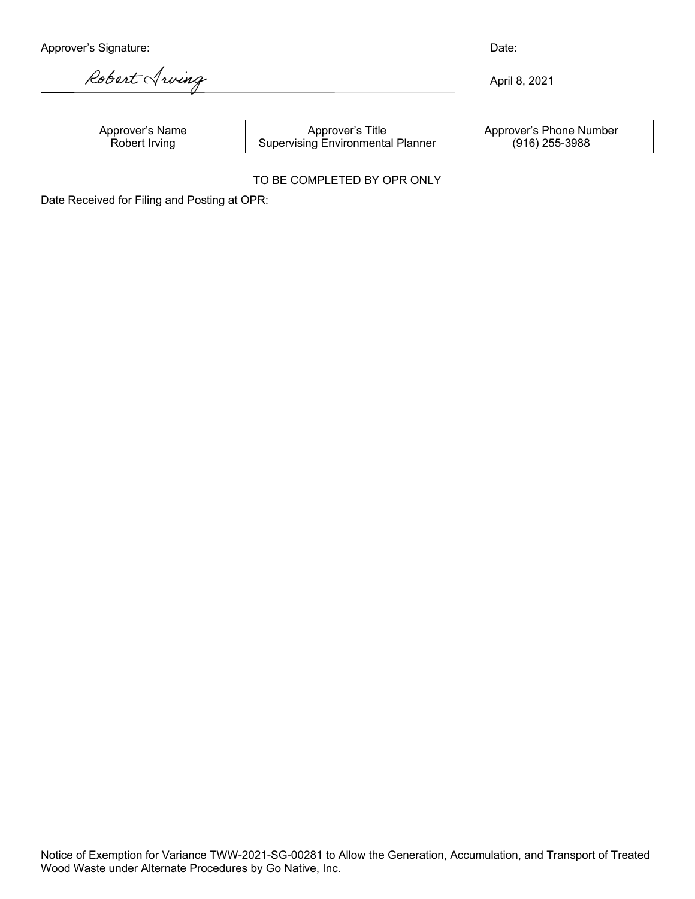Approver's Signature: Date:

Robert Irving April 8, 2021

| Approver's Name | Approver's Title | Approver's Phone Number |
| --- | --- | --- |
| Robert Irving | Supervising Environmental Planner | (916) 255-3988 |

TO BE COMPLETED BY OPR ONLY

Date Received for Filing and Posting at OPR: